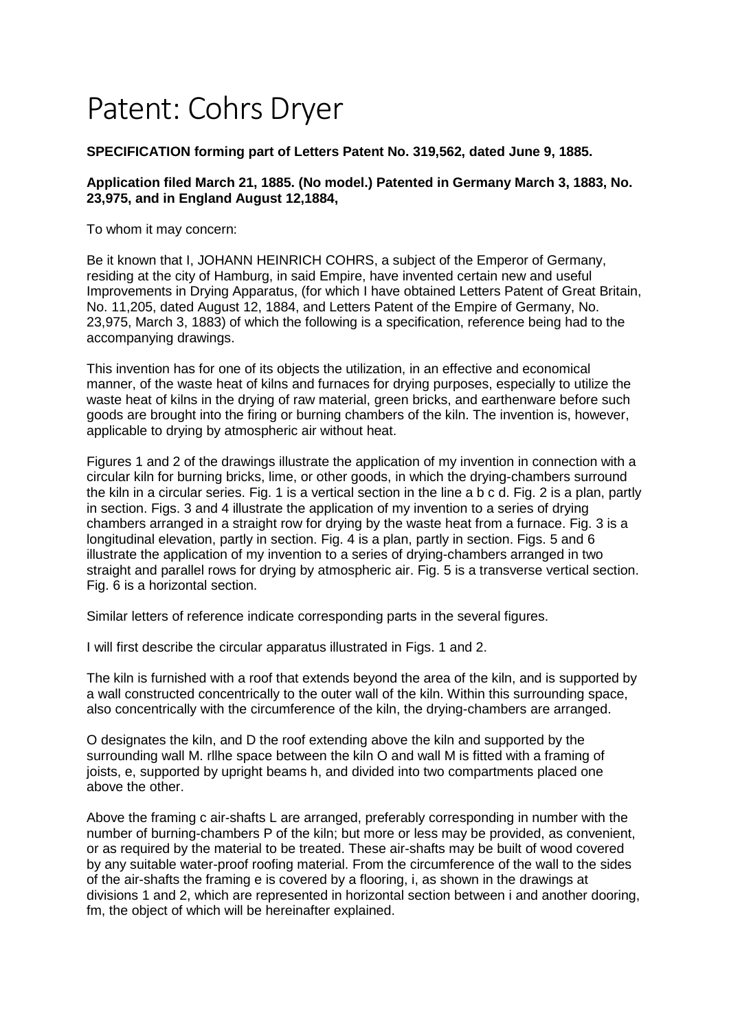# Patent: Cohrs Dryer

**SPECIFICATION forming part of Letters Patent No. 319,562, dated June 9, 1885.**

**Application filed March 21, 1885. (No model.) Patented in Germany March 3, 1883, No. 23,975, and in England August 12,1884,**

To whom it may concern:

Be it known that I, JOHANN HEINRICH COHRS, a subject of the Emperor of Germany, residing at the city of Hamburg, in said Empire, have invented certain new and useful Improvements in Drying Apparatus, (for which I have obtained Letters Patent of Great Britain, No. 11,205, dated August 12, 1884, and Letters Patent of the Empire of Germany, No. 23,975, March 3, 1883) of which the following is a specification, reference being had to the accompanying drawings.

This invention has for one of its objects the utilization, in an effective and economical manner, of the waste heat of kilns and furnaces for drying purposes, especially to utilize the waste heat of kilns in the drying of raw material, green bricks, and earthenware before such goods are brought into the firing or burning chambers of the kiln. The invention is, however, applicable to drying by atmospheric air without heat.

Figures 1 and 2 of the drawings illustrate the application of my invention in connection with a circular kiln for burning bricks, lime, or other goods, in which the drying-chambers surround the kiln in a circular series. Fig. 1 is a vertical section in the line a b c d. Fig. 2 is a plan, partly in section. Figs. 3 and 4 illustrate the application of my invention to a series of drying chambers arranged in a straight row for drying by the waste heat from a furnace. Fig. 3 is a longitudinal elevation, partly in section. Fig. 4 is a plan, partly in section. Figs. 5 and 6 illustrate the application of my invention to a series of drying-chambers arranged in two straight and parallel rows for drying by atmospheric air. Fig. 5 is a transverse vertical section. Fig. 6 is a horizontal section.

Similar letters of reference indicate corresponding parts in the several figures.

I will first describe the circular apparatus illustrated in Figs. 1 and 2.

The kiln is furnished with a roof that extends beyond the area of the kiln, and is supported by a wall constructed concentrically to the outer wall of the kiln. Within this surrounding space, also concentrically with the circumference of the kiln, the drying-chambers are arranged.

O designates the kiln, and D the roof extending above the kiln and supported by the surrounding wall M. rllhe space between the kiln O and wall M is fitted with a framing of joists, e, supported by upright beams h, and divided into two compartments placed one above the other.

Above the framing c air-shafts L are arranged, preferably corresponding in number with the number of burning-chambers P of the kiln; but more or less may be provided, as convenient, or as required by the material to be treated. These air-shafts may be built of wood covered by any suitable water-proof roofing material. From the circumference of the wall to the sides of the air-shafts the framing e is covered by a flooring, i, as shown in the drawings at divisions 1 and 2, which are represented in horizontal section between i and another dooring, fm, the object of which will be hereinafter explained.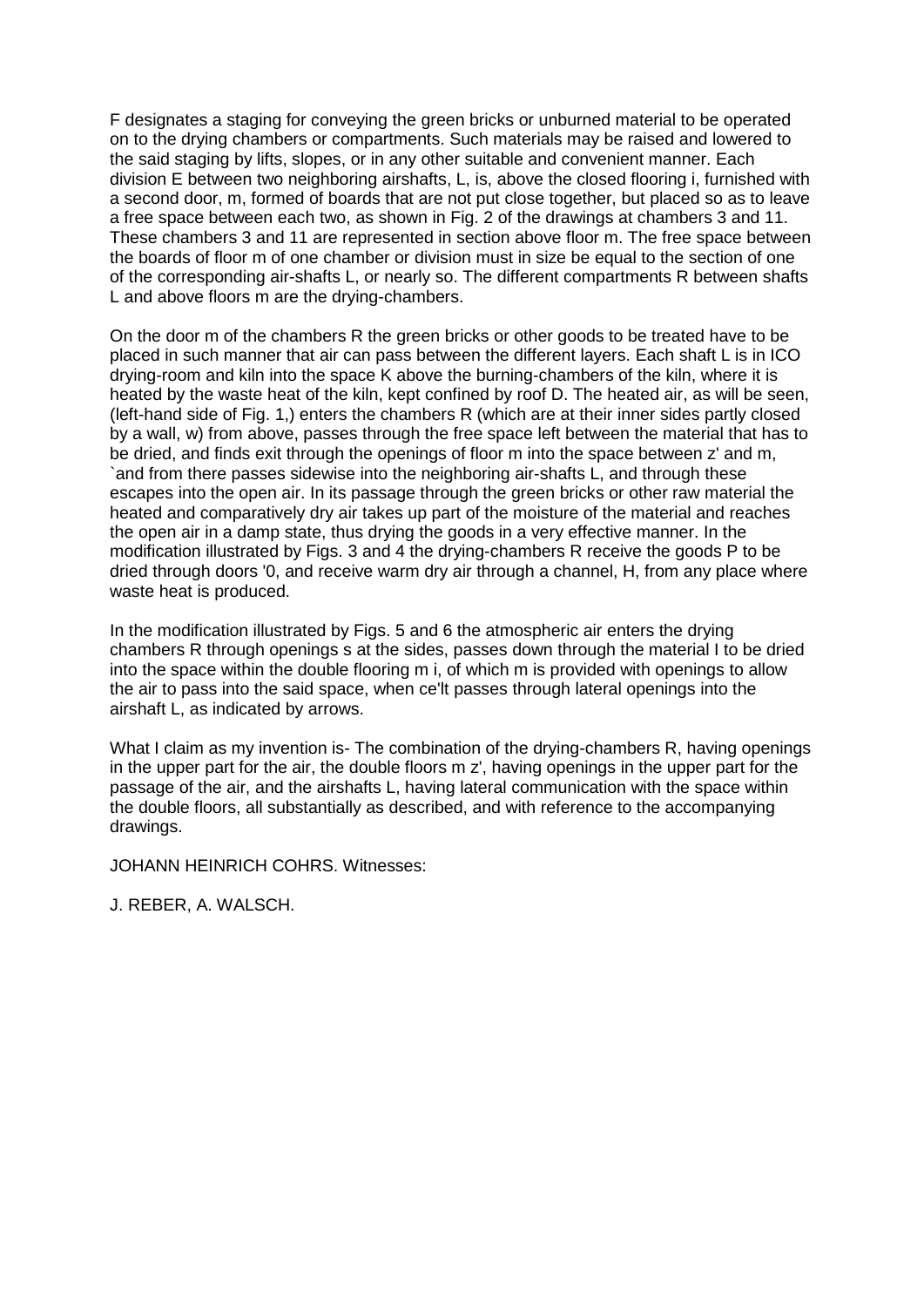F designates a staging for conveying the green bricks or unburned material to be operated on to the drying chambers or compartments. Such materials may be raised and lowered to the said staging by lifts, slopes, or in any other suitable and convenient manner. Each division E between two neighboring airshafts, L, is, above the closed flooring i, furnished with a second door, m, formed of boards that are not put close together, but placed so as to leave a free space between each two, as shown in Fig. 2 of the drawings at chambers 3 and 11. These chambers 3 and 11 are represented in section above floor m. The free space between the boards of floor m of one chamber or division must in size be equal to the section of one of the corresponding air-shafts L, or nearly so. The different compartments R between shafts L and above floors m are the drying-chambers.

On the door m of the chambers R the green bricks or other goods to be treated have to be placed in such manner that air can pass between the different layers. Each shaft L is in ICO drying-room and kiln into the space K above the burning-chambers of the kiln, where it is heated by the waste heat of the kiln, kept confined by roof D. The heated air, as will be seen, (left-hand side of Fig. 1,) enters the chambers R (which are at their inner sides partly closed by a wall, w) from above, passes through the free space left between the material that has to be dried, and finds exit through the openings of floor m into the space between z' and m, `and from there passes sidewise into the neighboring air-shafts L, and through these escapes into the open air. In its passage through the green bricks or other raw material the heated and comparatively dry air takes up part of the moisture of the material and reaches the open air in a damp state, thus drying the goods in a very effective manner. In the modification illustrated by Figs. 3 and 4 the drying-chambers R receive the goods P to be dried through doors '0, and receive warm dry air through a channel, H, from any place where waste heat is produced.

In the modification illustrated by Figs. 5 and 6 the atmospheric air enters the drying chambers R through openings s at the sides, passes down through the material I to be dried into the space within the double flooring m i, of which m is provided with openings to allow the air to pass into the said space, when ce'lt passes through lateral openings into the airshaft L, as indicated by arrows.

What I claim as my invention is- The combination of the drying-chambers R, having openings in the upper part for the air, the double floors m z', having openings in the upper part for the passage of the air, and the airshafts L, having lateral communication with the space within the double floors, all substantially as described, and with reference to the accompanying drawings.

JOHANN HEINRICH COHRS. Witnesses:

J. REBER, A. WALSCH.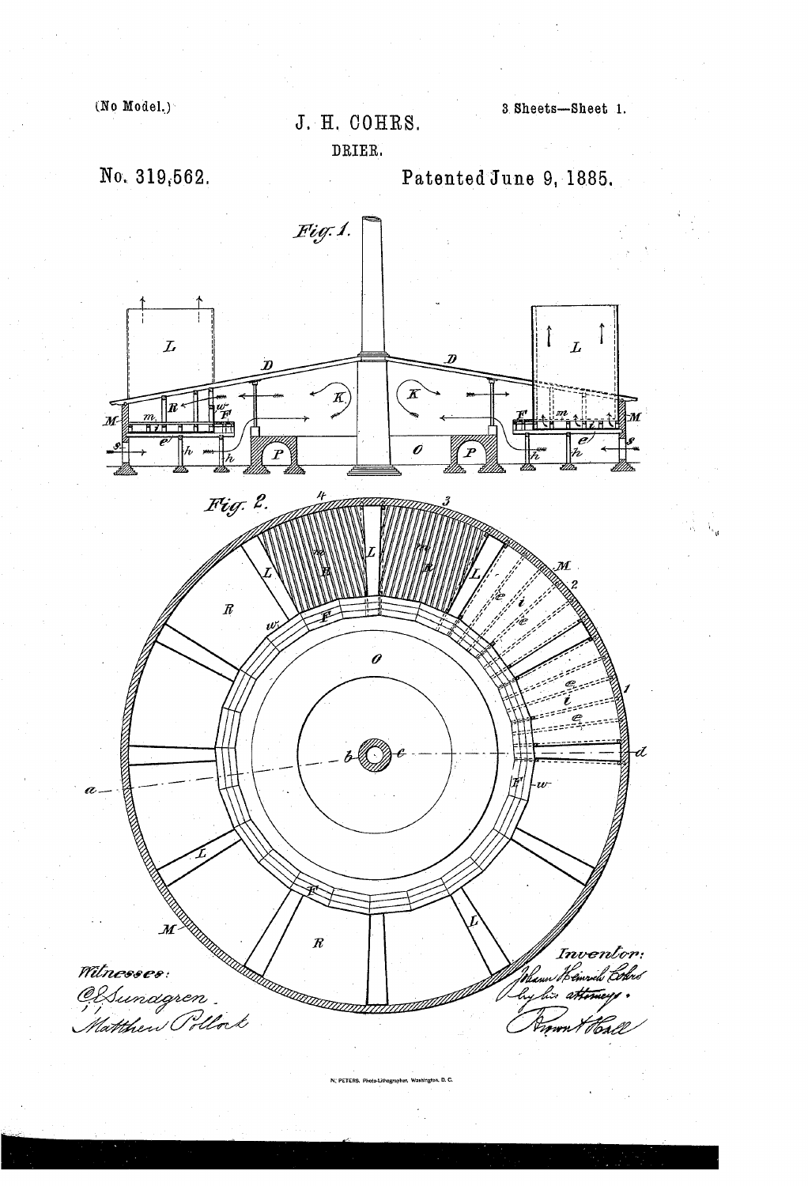(No Model.)

3 Sheets—Sheet 1.

# J. H. COHRS.

## DRIER.

No. 319,562.

Patented June 9, 1885.

*Fig. 1.*

*Fig. 2.*

*Witnesses:*
C. Sundgren.
Matthew Pollock

*Inventor:*
Johann Heinrich Cohrs
by his attorneys.
Brown & Hall

N. PETERS, Photo-Lithographer, Washington, D. C.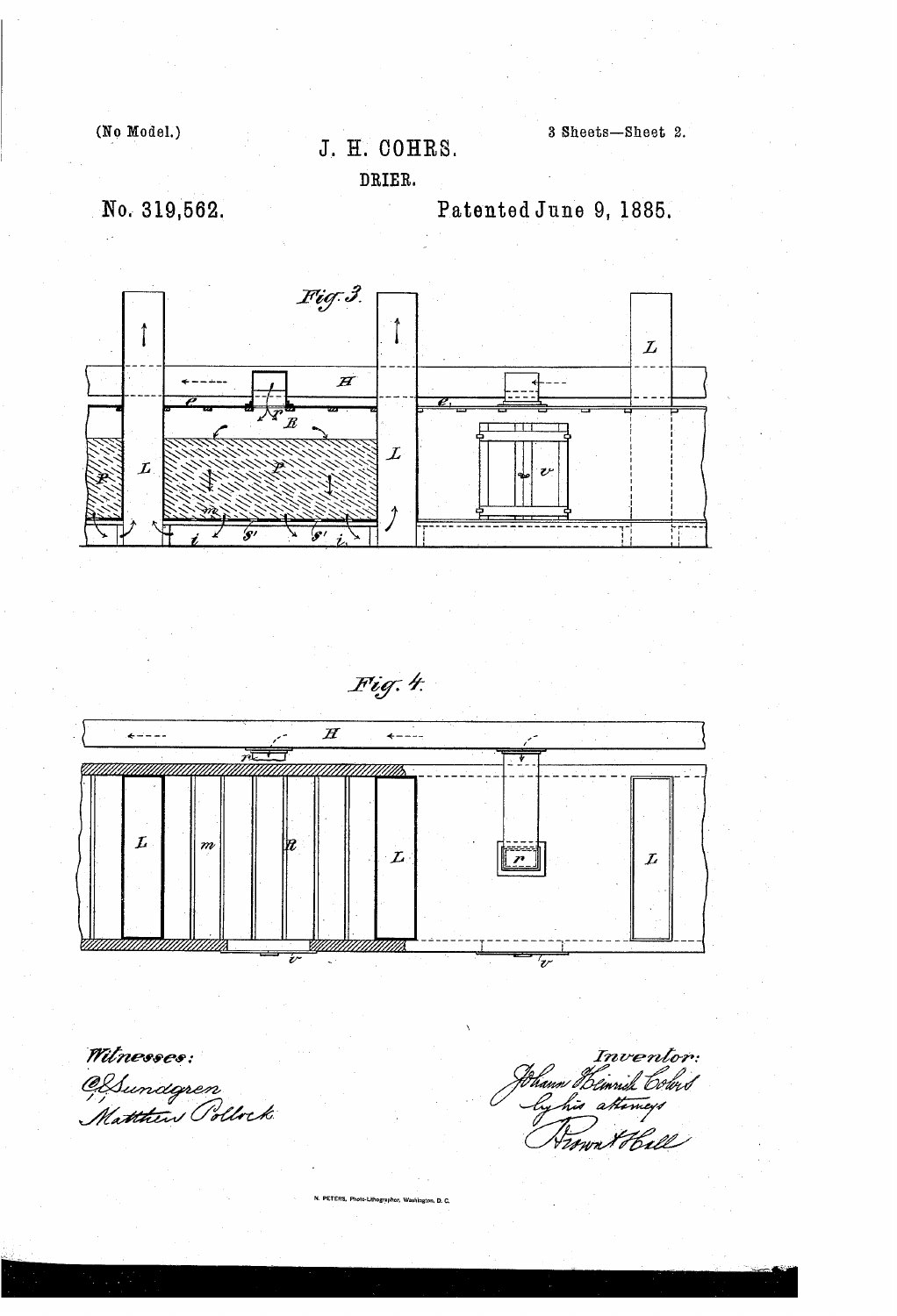(No Model.)

3 Sheets—Sheet 2.

J. H. COHRS.

DRIER.

No. 319,562. Patented June 9, 1885.

Fig. 3.

Fig. 4.

Witnesses:
C. Sundgren
Matthew Pollock.

Inventor:
Johann Heinrich Cohrs
by his attorneys
Brown & Hall

N. PETERS, Photo-Lithographer, Washington, D. C.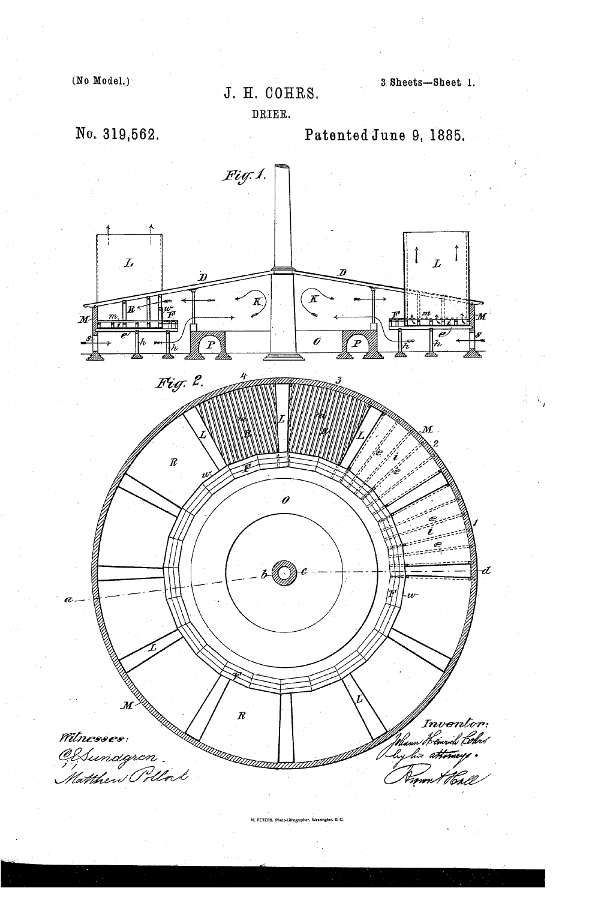(No Model.)

3 Sheets—Sheet 1.

J. H. COHRS.

DRIER.

No. 319,562. Patented June 9, 1885.

*Fig. 1.*

*Fig. 2.*

*Witnesses:*
C. Sundgren.
Matthew Pollock

*Inventor:*
Johann Heinrich Cohrs
by his attorneys.
Brown & Hall

N. PETERS, Photo-Lithographer, Washington, D. C.